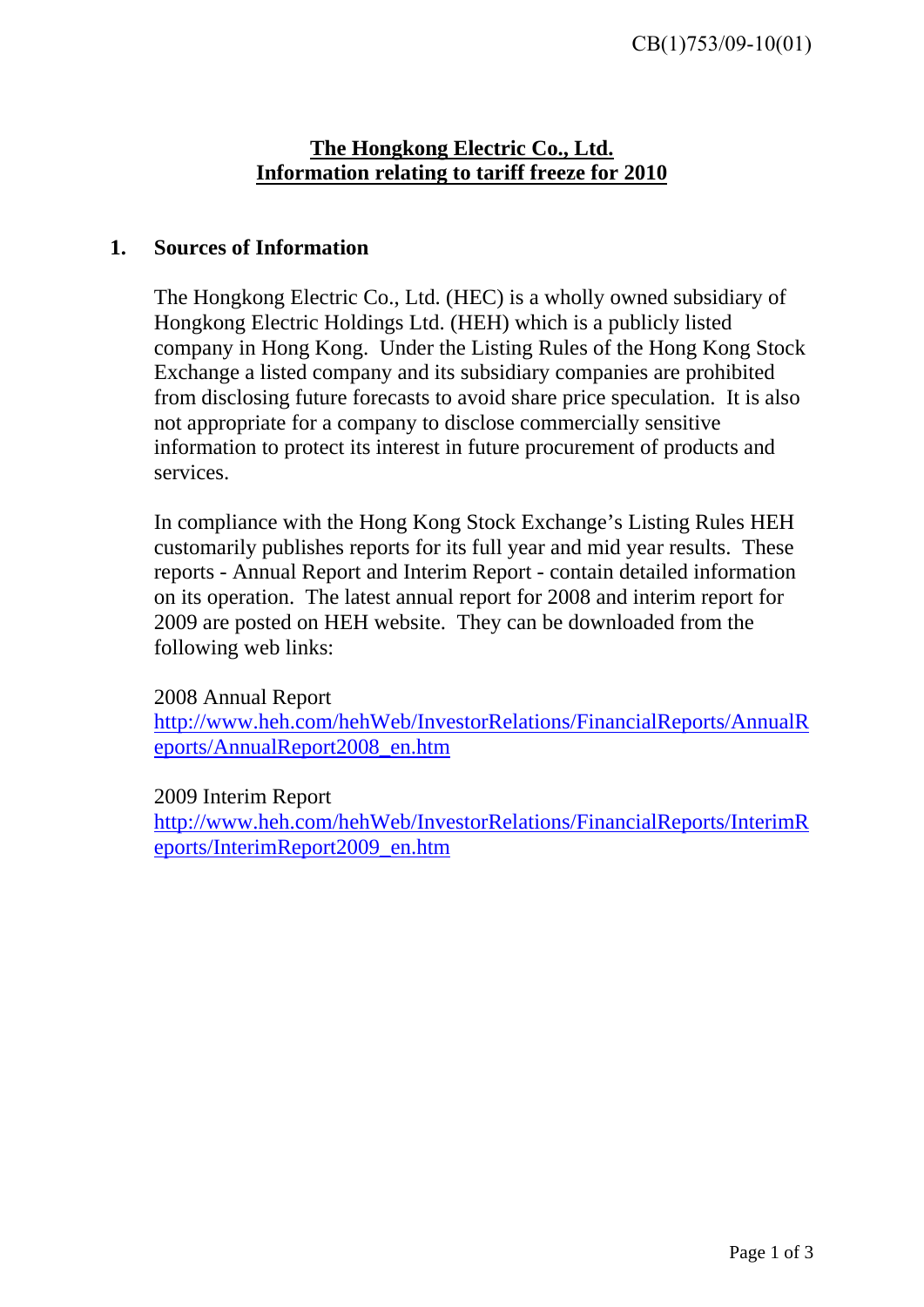CB(1)753/09-10(01)

# The Hongkong Electric Co., Ltd.
# Information relating to tariff freeze for 2010

## 1. Sources of Information

The Hongkong Electric Co., Ltd. (HEC) is a wholly owned subsidiary of Hongkong Electric Holdings Ltd. (HEH) which is a publicly listed company in Hong Kong. Under the Listing Rules of the Hong Kong Stock Exchange a listed company and its subsidiary companies are prohibited from disclosing future forecasts to avoid share price speculation. It is also not appropriate for a company to disclose commercially sensitive information to protect its interest in future procurement of products and services.

In compliance with the Hong Kong Stock Exchange's Listing Rules HEH customarily publishes reports for its full year and mid year results. These reports - Annual Report and Interim Report - contain detailed information on its operation. The latest annual report for 2008 and interim report for 2009 are posted on HEH website. They can be downloaded from the following web links:

2008 Annual Report
http://www.heh.com/hehWeb/InvestorRelations/FinancialReports/AnnualReports/AnnualReport2008_en.htm

2009 Interim Report
http://www.heh.com/hehWeb/InvestorRelations/FinancialReports/InterimReports/InterimReport2009_en.htm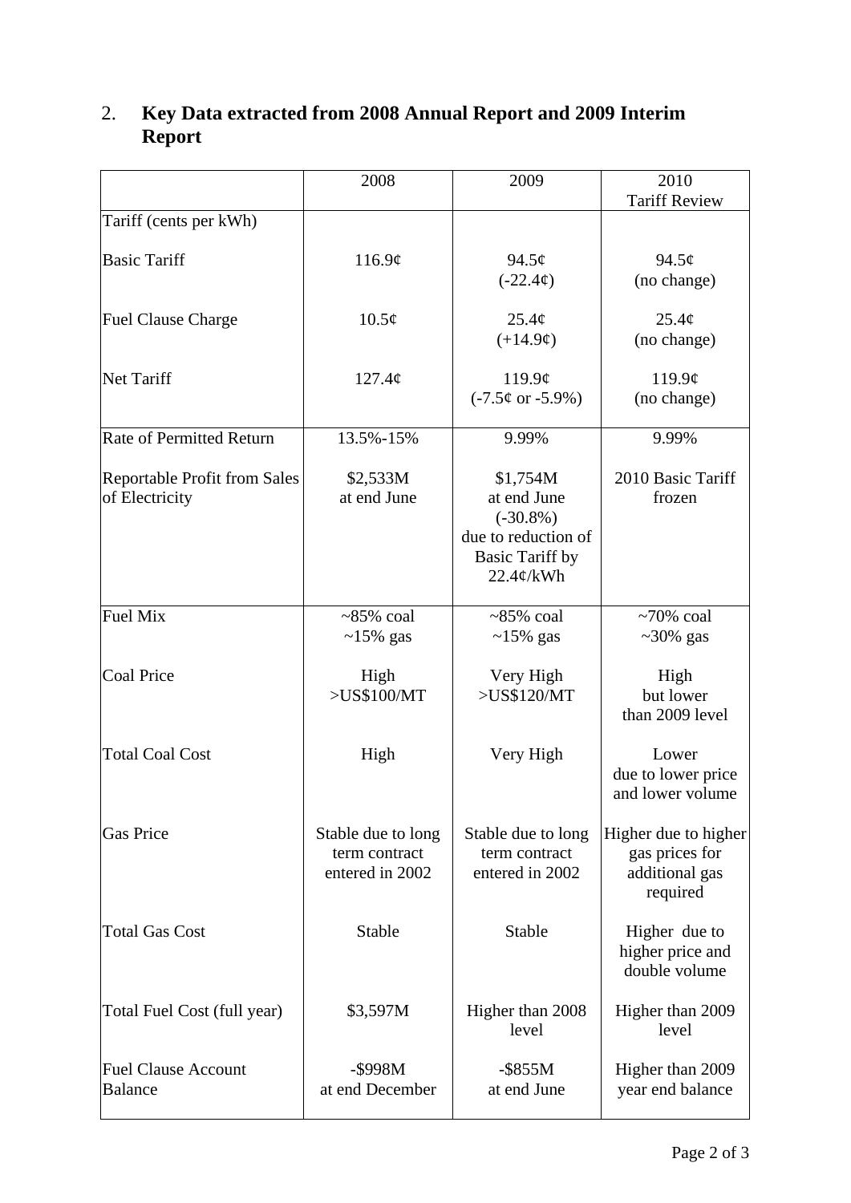## 2. Key Data extracted from 2008 Annual Report and 2009 Interim Report

| | 2008 | 2009 | 2010 Tariff Review |
|---|---|---|---|
| Tariff (cents per kWh) | | | |
| Basic Tariff | 116.9¢ | 94.5¢ (-22.4¢) | 94.5¢ (no change) |
| Fuel Clause Charge | 10.5¢ | 25.4¢ (+14.9¢) | 25.4¢ (no change) |
| Net Tariff | 127.4¢ | 119.9¢ (-7.5¢ or -5.9%) | 119.9¢ (no change) |
| Rate of Permitted Return | 13.5%-15% | 9.99% | 9.99% |
| Reportable Profit from Sales of Electricity | $2,533M at end June | $1,754M at end June (-30.8%) due to reduction of Basic Tariff by 22.4¢/kWh | 2010 Basic Tariff frozen |
| Fuel Mix | ~85% coal ~15% gas | ~85% coal ~15% gas | ~70% coal ~30% gas |
| Coal Price | High >US$100/MT | Very High >US$120/MT | High but lower than 2009 level |
| Total Coal Cost | High | Very High | Lower due to lower price and lower volume |
| Gas Price | Stable due to long term contract entered in 2002 | Stable due to long term contract entered in 2002 | Higher due to higher gas prices for additional gas required |
| Total Gas Cost | Stable | Stable | Higher due to higher price and double volume |
| Total Fuel Cost (full year) | $3,597M | Higher than 2008 level | Higher than 2009 level |
| Fuel Clause Account Balance | -$998M at end December | -$855M at end June | Higher than 2009 year end balance |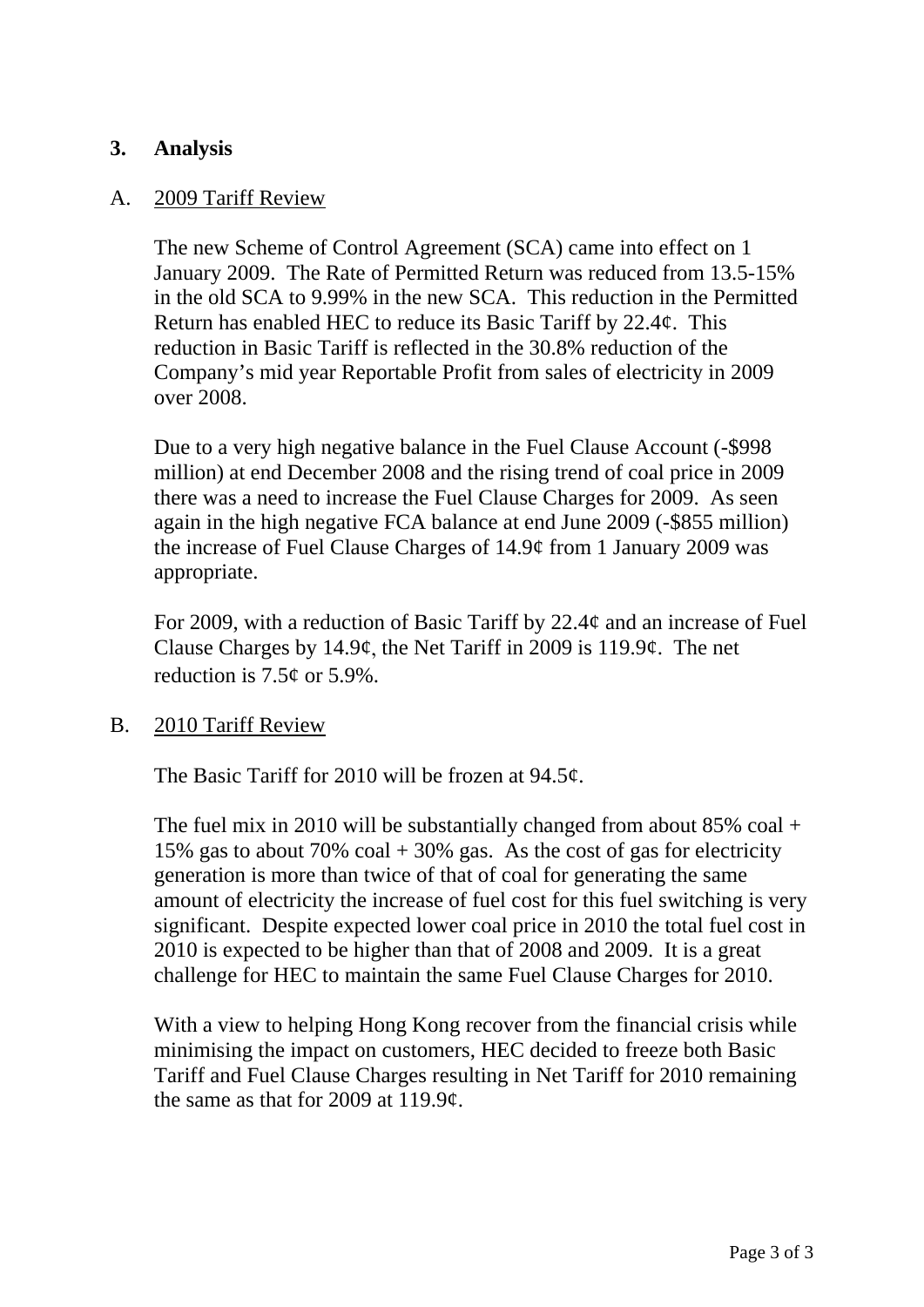## 3. Analysis

### A. 2009 Tariff Review

The new Scheme of Control Agreement (SCA) came into effect on 1 January 2009. The Rate of Permitted Return was reduced from 13.5-15% in the old SCA to 9.99% in the new SCA. This reduction in the Permitted Return has enabled HEC to reduce its Basic Tariff by 22.4¢. This reduction in Basic Tariff is reflected in the 30.8% reduction of the Company's mid year Reportable Profit from sales of electricity in 2009 over 2008.

Due to a very high negative balance in the Fuel Clause Account (-$998 million) at end December 2008 and the rising trend of coal price in 2009 there was a need to increase the Fuel Clause Charges for 2009. As seen again in the high negative FCA balance at end June 2009 (-$855 million) the increase of Fuel Clause Charges of 14.9¢ from 1 January 2009 was appropriate.

For 2009, with a reduction of Basic Tariff by 22.4¢ and an increase of Fuel Clause Charges by 14.9¢, the Net Tariff in 2009 is 119.9¢. The net reduction is 7.5¢ or 5.9%.

### B. 2010 Tariff Review

The Basic Tariff for 2010 will be frozen at 94.5¢.

The fuel mix in 2010 will be substantially changed from about 85% coal + 15% gas to about 70% coal + 30% gas. As the cost of gas for electricity generation is more than twice of that of coal for generating the same amount of electricity the increase of fuel cost for this fuel switching is very significant. Despite expected lower coal price in 2010 the total fuel cost in 2010 is expected to be higher than that of 2008 and 2009. It is a great challenge for HEC to maintain the same Fuel Clause Charges for 2010.

With a view to helping Hong Kong recover from the financial crisis while minimising the impact on customers, HEC decided to freeze both Basic Tariff and Fuel Clause Charges resulting in Net Tariff for 2010 remaining the same as that for 2009 at 119.9¢.